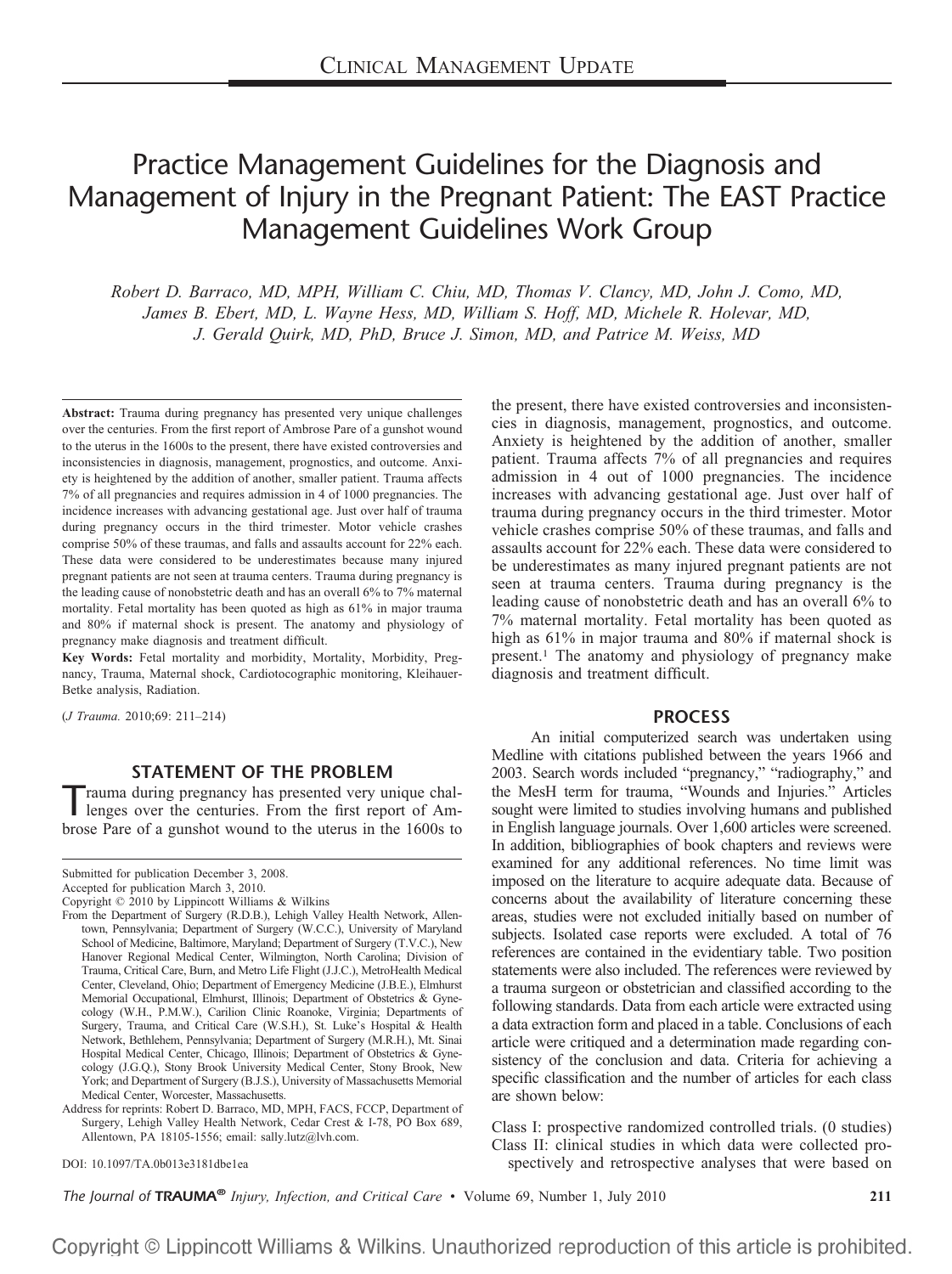CLINICAL MANAGEMENT UPDATE

# Practice Management Guidelines for the Diagnosis and Management of Injury in the Pregnant Patient: The EAST Practice Management Guidelines Work Group

*Robert D. Barraco, MD, MPH, William C. Chiu, MD, Thomas V. Clancy, MD, John J. Como, MD, James B. Ebert, MD, L. Wayne Hess, MD, William S. Hoff, MD, Michele R. Holevar, MD, J. Gerald Quirk, MD, PhD, Bruce J. Simon, MD, and Patrice M. Weiss, MD*

**Abstract:** Trauma during pregnancy has presented very unique challenges over the centuries. From the first report of Ambrose Pare of a gunshot wound to the uterus in the 1600s to the present, there have existed controversies and inconsistencies in diagnosis, management, prognostics, and outcome. Anxiety is heightened by the addition of another, smaller patient. Trauma affects 7% of all pregnancies and requires admission in 4 of 1000 pregnancies. The incidence increases with advancing gestational age. Just over half of trauma during pregnancy occurs in the third trimester. Motor vehicle crashes comprise 50% of these traumas, and falls and assaults account for 22% each. These data were considered to be underestimates because many injured pregnant patients are not seen at trauma centers. Trauma during pregnancy is the leading cause of nonobstetric death and has an overall 6% to 7% maternal mortality. Fetal mortality has been quoted as high as 61% in major trauma and 80% if maternal shock is present. The anatomy and physiology of pregnancy make diagnosis and treatment difficult.

**Key Words:** Fetal mortality and morbidity, Mortality, Morbidity, Pregnancy, Trauma, Maternal shock, Cardiotocographic monitoring, Kleihauer-Betke analysis, Radiation.

(*J Trauma.* 2010;69: 211–214)

## STATEMENT OF THE PROBLEM

Trauma during pregnancy has presented very unique challenges over the centuries. From the first report of Ambrose Pare of a gunshot wound to the uterus in the 1600s to the present, there have existed controversies and inconsistencies in diagnosis, management, prognostics, and outcome. Anxiety is heightened by the addition of another, smaller patient. Trauma affects 7% of all pregnancies and requires admission in 4 out of 1000 pregnancies. The incidence increases with advancing gestational age. Just over half of trauma during pregnancy occurs in the third trimester. Motor vehicle crashes comprise 50% of these traumas, and falls and assaults account for 22% each. These data were considered to be underestimates as many injured pregnant patients are not seen at trauma centers. Trauma during pregnancy is the leading cause of nonobstetric death and has an overall 6% to 7% maternal mortality. Fetal mortality has been quoted as high as 61% in major trauma and 80% if maternal shock is present.[1] The anatomy and physiology of pregnancy make diagnosis and treatment difficult.

## PROCESS

An initial computerized search was undertaken using Medline with citations published between the years 1966 and 2003. Search words included "pregnancy," "radiography," and the MesH term for trauma, "Wounds and Injuries." Articles sought were limited to studies involving humans and published in English language journals. Over 1,600 articles were screened. In addition, bibliographies of book chapters and reviews were examined for any additional references. No time limit was imposed on the literature to acquire adequate data. Because of concerns about the availability of literature concerning these areas, studies were not excluded initially based on number of subjects. Isolated case reports were excluded. A total of 76 references are contained in the evidentiary table. Two position statements were also included. The references were reviewed by a trauma surgeon or obstetrician and classified according to the following standards. Data from each article were extracted using a data extraction form and placed in a table. Conclusions of each article were critiqued and a determination made regarding consistency of the conclusion and data. Criteria for achieving a specific classification and the number of articles for each class are shown below:

Class I: prospective randomized controlled trials. (0 studies)
Class II: clinical studies in which data were collected prospectively and retrospective analyses that were based on

---

Submitted for publication December 3, 2008.
Accepted for publication March 3, 2010.
Copyright © 2010 by Lippincott Williams & Wilkins
From the Department of Surgery (R.D.B.), Lehigh Valley Health Network, Allentown, Pennsylvania; Department of Surgery (W.C.C.), University of Maryland School of Medicine, Baltimore, Maryland; Department of Surgery (T.V.C.), New Hanover Regional Medical Center, Wilmington, North Carolina; Division of Trauma, Critical Care, Burn, and Metro Life Flight (J.J.C.), MetroHealth Medical Center, Cleveland, Ohio; Department of Emergency Medicine (J.B.E.), Elmhurst Memorial Occupational, Elmhurst, Illinois; Department of Obstetrics & Gynecology (W.H., P.M.W.), Carilion Clinic Roanoke, Virginia; Departments of Surgery, Trauma, and Critical Care (W.S.H.), St. Luke's Hospital & Health Network, Bethlehem, Pennsylvania; Department of Surgery (M.R.H.), Mt. Sinai Hospital Medical Center, Chicago, Illinois; Department of Obstetrics & Gynecology (J.G.Q.), Stony Brook University Medical Center, Stony Brook, New York; and Department of Surgery (B.J.S.), University of Massachusetts Memorial Medical Center, Worcester, Massachusetts.
Address for reprints: Robert D. Barraco, MD, MPH, FACS, FCCP, Department of Surgery, Lehigh Valley Health Network, Cedar Crest & I-78, PO Box 689, Allentown, PA 18105-1556; email: sally.lutz@lvh.com.

DOI: 10.1097/TA.0b013e3181dbe1ea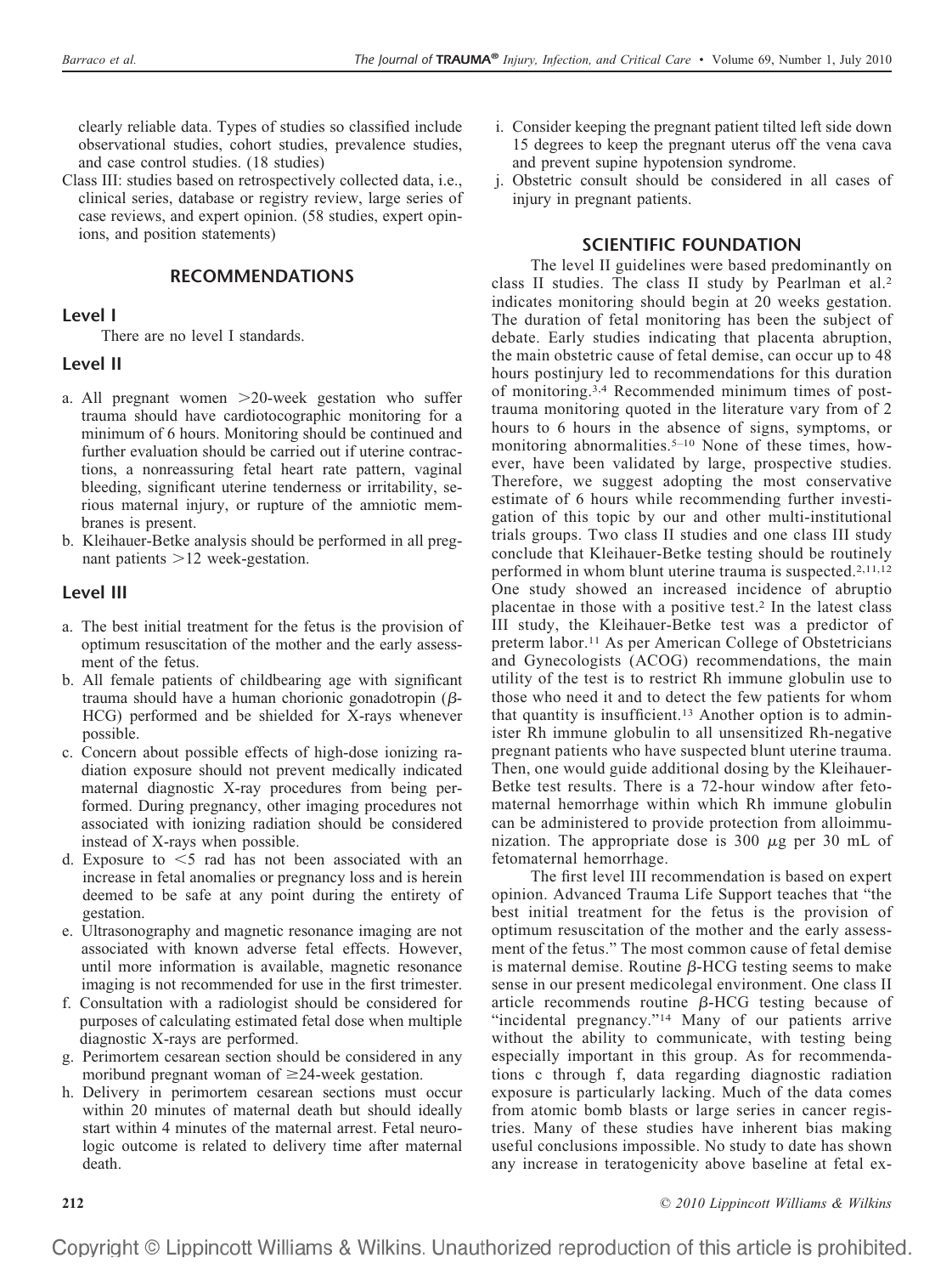clearly reliable data. Types of studies so classified include observational studies, cohort studies, prevalence studies, and case control studies. (18 studies)

Class III: studies based on retrospectively collected data, i.e., clinical series, database or registry review, large series of case reviews, and expert opinion. (58 studies, expert opinions, and position statements)

## RECOMMENDATIONS

### Level I

There are no level I standards.

### Level II

a. All pregnant women >20-week gestation who suffer trauma should have cardiotocographic monitoring for a minimum of 6 hours. Monitoring should be continued and further evaluation should be carried out if uterine contractions, a nonreassuring fetal heart rate pattern, vaginal bleeding, significant uterine tenderness or irritability, serious maternal injury, or rupture of the amniotic membranes is present.
b. Kleihauer-Betke analysis should be performed in all pregnant patients >12 week-gestation.

### Level III

a. The best initial treatment for the fetus is the provision of optimum resuscitation of the mother and the early assessment of the fetus.
b. All female patients of childbearing age with significant trauma should have a human chorionic gonadotropin ($\beta$-HCG) performed and be shielded for X-rays whenever possible.
c. Concern about possible effects of high-dose ionizing radiation exposure should not prevent medically indicated maternal diagnostic X-ray procedures from being performed. During pregnancy, other imaging procedures not associated with ionizing radiation should be considered instead of X-rays when possible.
d. Exposure to <5 rad has not been associated with an increase in fetal anomalies or pregnancy loss and is herein deemed to be safe at any point during the entirety of gestation.
e. Ultrasonography and magnetic resonance imaging are not associated with known adverse fetal effects. However, until more information is available, magnetic resonance imaging is not recommended for use in the first trimester.
f. Consultation with a radiologist should be considered for purposes of calculating estimated fetal dose when multiple diagnostic X-rays are performed.
g. Perimortem cesarean section should be considered in any moribund pregnant woman of ≥24-week gestation.
h. Delivery in perimortem cesarean sections must occur within 20 minutes of maternal death but should ideally start within 4 minutes of the maternal arrest. Fetal neurologic outcome is related to delivery time after maternal death.
i. Consider keeping the pregnant patient tilted left side down 15 degrees to keep the pregnant uterus off the vena cava and prevent supine hypotension syndrome.
j. Obstetric consult should be considered in all cases of injury in pregnant patients.

## SCIENTIFIC FOUNDATION

The level II guidelines were based predominantly on class II studies. The class II study by Pearlman et al.[2] indicates monitoring should begin at 20 weeks gestation. The duration of fetal monitoring has been the subject of debate. Early studies indicating that placenta abruption, the main obstetric cause of fetal demise, can occur up to 48 hours postinjury led to recommendations for this duration of monitoring.[3,4] Recommended minimum times of post-trauma monitoring quoted in the literature vary from of 2 hours to 6 hours in the absence of signs, symptoms, or monitoring abnormalities.[5–10] None of these times, however, have been validated by large, prospective studies. Therefore, we suggest adopting the most conservative estimate of 6 hours while recommending further investigation of this topic by our and other multi-institutional trials groups. Two class II studies and one class III study conclude that Kleihauer-Betke testing should be routinely performed in whom blunt uterine trauma is suspected.[2,11,12] One study showed an increased incidence of abruptio placentae in those with a positive test.[2] In the latest class III study, the Kleihauer-Betke test was a predictor of preterm labor.[11] As per American College of Obstetricians and Gynecologists (ACOG) recommendations, the main utility of the test is to restrict Rh immune globulin use to those who need it and to detect the few patients for whom that quantity is insufficient.[13] Another option is to administer Rh immune globulin to all unsensitized Rh-negative pregnant patients who have suspected blunt uterine trauma. Then, one would guide additional dosing by the Kleihauer-Betke test results. There is a 72-hour window after fetomaternal hemorrhage within which Rh immune globulin can be administered to provide protection from alloimmunization. The appropriate dose is 300 $\mu$g per 30 mL of fetomaternal hemorrhage.

The first level III recommendation is based on expert opinion. Advanced Trauma Life Support teaches that "the best initial treatment for the fetus is the provision of optimum resuscitation of the mother and the early assessment of the fetus." The most common cause of fetal demise is maternal demise. Routine $\beta$-HCG testing seems to make sense in our present medicolegal environment. One class II article recommends routine $\beta$-HCG testing because of "incidental pregnancy."[14] Many of our patients arrive without the ability to communicate, with testing being especially important in this group. As for recommendations c through f, data regarding diagnostic radiation exposure is particularly lacking. Much of the data comes from atomic bomb blasts or large series in cancer registries. Many of these studies have inherent bias making useful conclusions impossible. No study to date has shown any increase in teratogenicity above baseline at fetal ex-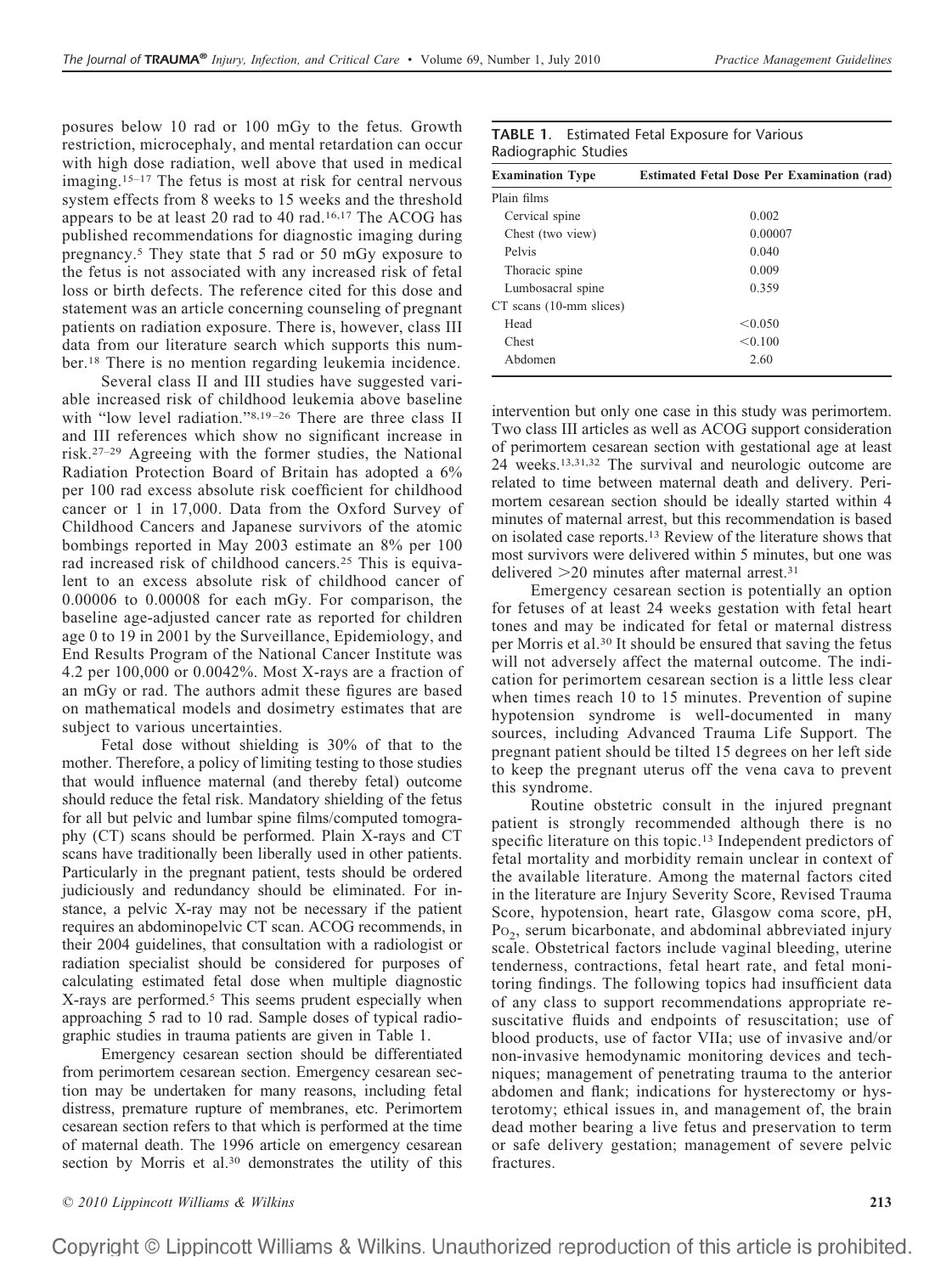posures below 10 rad or 100 mGy to the fetus. Growth restriction, microcephaly, and mental retardation can occur with high dose radiation, well above that used in medical imaging.[15–17] The fetus is most at risk for central nervous system effects from 8 weeks to 15 weeks and the threshold appears to be at least 20 rad to 40 rad.[16,17] The ACOG has published recommendations for diagnostic imaging during pregnancy.[5] They state that 5 rad or 50 mGy exposure to the fetus is not associated with any increased risk of fetal loss or birth defects. The reference cited for this dose and statement was an article concerning counseling of pregnant patients on radiation exposure. There is, however, class III data from our literature search which supports this number.[18] There is no mention regarding leukemia incidence.

Several class II and III studies have suggested variable increased risk of childhood leukemia above baseline with "low level radiation."[8,19–26] There are three class II and III references which show no significant increase in risk.[27–29] Agreeing with the former studies, the National Radiation Protection Board of Britain has adopted a 6% per 100 rad excess absolute risk coefficient for childhood cancer or 1 in 17,000. Data from the Oxford Survey of Childhood Cancers and Japanese survivors of the atomic bombings reported in May 2003 estimate an 8% per 100 rad increased risk of childhood cancers.[25] This is equivalent to an excess absolute risk of childhood cancer of 0.00006 to 0.00008 for each mGy. For comparison, the baseline age-adjusted cancer rate as reported for children age 0 to 19 in 2001 by the Surveillance, Epidemiology, and End Results Program of the National Cancer Institute was 4.2 per 100,000 or 0.0042%. Most X-rays are a fraction of an mGy or rad. The authors admit these figures are based on mathematical models and dosimetry estimates that are subject to various uncertainties.

Fetal dose without shielding is 30% of that to the mother. Therefore, a policy of limiting testing to those studies that would influence maternal (and thereby fetal) outcome should reduce the fetal risk. Mandatory shielding of the fetus for all but pelvic and lumbar spine films/computed tomography (CT) scans should be performed. Plain X-rays and CT scans have traditionally been liberally used in other patients. Particularly in the pregnant patient, tests should be ordered judiciously and redundancy should be eliminated. For instance, a pelvic X-ray may not be necessary if the patient requires an abdominopelvic CT scan. ACOG recommends, in their 2004 guidelines, that consultation with a radiologist or radiation specialist should be considered for purposes of calculating estimated fetal dose when multiple diagnostic X-rays are performed.[5] This seems prudent especially when approaching 5 rad to 10 rad. Sample doses of typical radiographic studies in trauma patients are given in Table 1.

**TABLE 1.** Estimated Fetal Exposure for Various Radiographic Studies

| Examination Type | Estimated Fetal Dose Per Examination (rad) |
|---|---|
| Plain films | |
| Cervical spine | 0.002 |
| Chest (two view) | 0.00007 |
| Pelvis | 0.040 |
| Thoracic spine | 0.009 |
| Lumbosacral spine | 0.359 |
| CT scans (10-mm slices) | |
| Head | <0.050 |
| Chest | <0.100 |
| Abdomen | 2.60 |

Emergency cesarean section should be differentiated from perimortem cesarean section. Emergency cesarean section may be undertaken for many reasons, including fetal distress, premature rupture of membranes, etc. Perimortem cesarean section refers to that which is performed at the time of maternal death. The 1996 article on emergency cesarean section by Morris et al.[30] demonstrates the utility of this intervention but only one case in this study was perimortem. Two class III articles as well as ACOG support consideration of perimortem cesarean section with gestational age at least 24 weeks.[13,31,32] The survival and neurologic outcome are related to time between maternal death and delivery. Perimortem cesarean section should be ideally started within 4 minutes of maternal arrest, but this recommendation is based on isolated case reports.[13] Review of the literature shows that most survivors were delivered within 5 minutes, but one was delivered >20 minutes after maternal arrest.[31]

Emergency cesarean section is potentially an option for fetuses of at least 24 weeks gestation with fetal heart tones and may be indicated for fetal or maternal distress per Morris et al.[30] It should be ensured that saving the fetus will not adversely affect the maternal outcome. The indication for perimortem cesarean section is a little less clear when times reach 10 to 15 minutes. Prevention of supine hypotension syndrome is well-documented in many sources, including Advanced Trauma Life Support. The pregnant patient should be tilted 15 degrees on her left side to keep the pregnant uterus off the vena cava to prevent this syndrome.

Routine obstetric consult in the injured pregnant patient is strongly recommended although there is no specific literature on this topic.[13] Independent predictors of fetal mortality and morbidity remain unclear in context of the available literature. Among the maternal factors cited in the literature are Injury Severity Score, Revised Trauma Score, hypotension, heart rate, Glasgow coma score, pH, $Po_2$, serum bicarbonate, and abdominal abbreviated injury scale. Obstetrical factors include vaginal bleeding, uterine tenderness, contractions, fetal heart rate, and fetal monitoring findings. The following topics had insufficient data of any class to support recommendations appropriate resuscitative fluids and endpoints of resuscitation; use of blood products, use of factor VIIa; use of invasive and/or non-invasive hemodynamic monitoring devices and techniques; management of penetrating trauma to the anterior abdomen and flank; indications for hysterectomy or hysterotomy; ethical issues in, and management of, the brain dead mother bearing a live fetus and preservation to term or safe delivery gestation; management of severe pelvic fractures.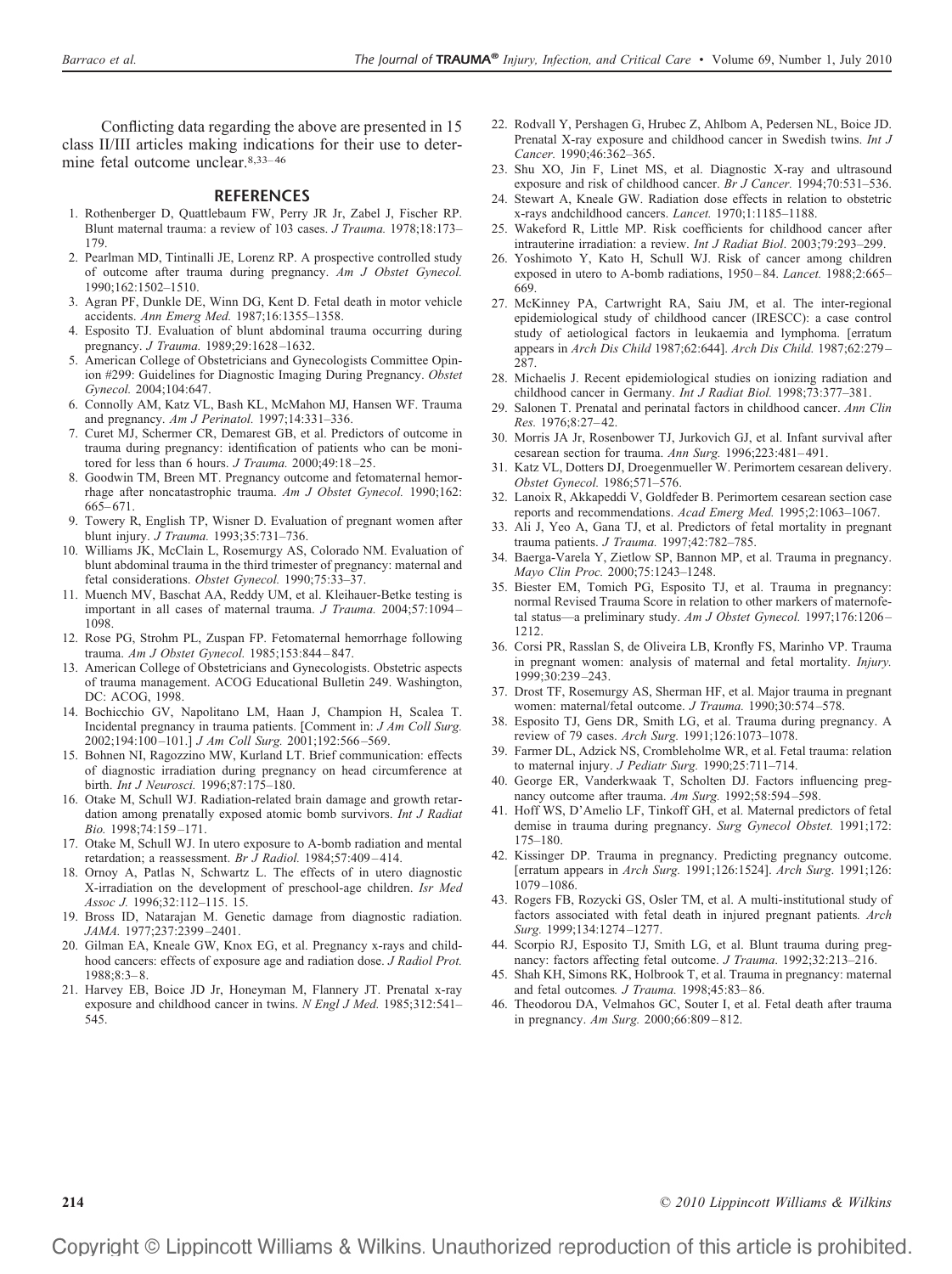Conflicting data regarding the above are presented in 15 class II/III articles making indications for their use to determine fetal outcome unclear.[8,33–46]

## REFERENCES

1. Rothenberger D, Quattlebaum FW, Perry JR Jr, Zabel J, Fischer RP. Blunt maternal trauma: a review of 103 cases. *J Trauma.* 1978;18:173–179.
2. Pearlman MD, Tintinalli JE, Lorenz RP. A prospective controlled study of outcome after trauma during pregnancy. *Am J Obstet Gynecol.* 1990;162:1502–1510.
3. Agran PF, Dunkle DE, Winn DG, Kent D. Fetal death in motor vehicle accidents. *Ann Emerg Med.* 1987;16:1355–1358.
4. Esposito TJ. Evaluation of blunt abdominal trauma occurring during pregnancy. *J Trauma.* 1989;29:1628–1632.
5. American College of Obstetricians and Gynecologists Committee Opinion #299: Guidelines for Diagnostic Imaging During Pregnancy. *Obstet Gynecol.* 2004;104:647.
6. Connolly AM, Katz VL, Bash KL, McMahon MJ, Hansen WF. Trauma and pregnancy. *Am J Perinatol.* 1997;14:331–336.
7. Curet MJ, Schermer CR, Demarest GB, et al. Predictors of outcome in trauma during pregnancy: identification of patients who can be monitored for less than 6 hours. *J Trauma.* 2000;49:18–25.
8. Goodwin TM, Breen MT. Pregnancy outcome and fetomaternal hemorrhage after noncatastrophic trauma. *Am J Obstet Gynecol.* 1990;162: 665–671.
9. Towery R, English TP, Wisner D. Evaluation of pregnant women after blunt injury. *J Trauma.* 1993;35:731–736.
10. Williams JK, McClain L, Rosemurgy AS, Colorado NM. Evaluation of blunt abdominal trauma in the third trimester of pregnancy: maternal and fetal considerations. *Obstet Gynecol.* 1990;75:33–37.
11. Muench MV, Baschat AA, Reddy UM, et al. Kleihauer-Betke testing is important in all cases of maternal trauma. *J Trauma.* 2004;57:1094–1098.
12. Rose PG, Strohm PL, Zuspan FP. Fetomaternal hemorrhage following trauma. *Am J Obstet Gynecol.* 1985;153:844–847.
13. American College of Obstetricians and Gynecologists. Obstetric aspects of trauma management. ACOG Educational Bulletin 249. Washington, DC: ACOG, 1998.
14. Bochicchio GV, Napolitano LM, Haan J, Champion H, Scalea T. Incidental pregnancy in trauma patients. [Comment in: *J Am Coll Surg.* 2002;194:100–101.] *J Am Coll Surg.* 2001;192:566–569.
15. Bohnen NI, Ragozzino MW, Kurland LT. Brief communication: effects of diagnostic irradiation during pregnancy on head circumference at birth. *Int J Neurosci.* 1996;87:175–180.
16. Otake M, Schull WJ. Radiation-related brain damage and growth retardation among prenatally exposed atomic bomb survivors. *Int J Radiat Bio.* 1998;74:159–171.
17. Otake M, Schull WJ. In utero exposure to A-bomb radiation and mental retardation; a reassessment. *Br J Radiol.* 1984;57:409–414.
18. Ornoy A, Patlas N, Schwartz L. The effects of in utero diagnostic X-irradiation on the development of preschool-age children. *Isr Med Assoc J.* 1996;32:112–115. 15.
19. Bross ID, Natarajan M. Genetic damage from diagnostic radiation. *JAMA.* 1977;237:2399–2401.
20. Gilman EA, Kneale GW, Knox EG, et al. Pregnancy x-rays and childhood cancers: effects of exposure age and radiation dose. *J Radiol Prot.* 1988;8:3–8.
21. Harvey EB, Boice JD Jr, Honeyman M, Flannery JT. Prenatal x-ray exposure and childhood cancer in twins. *N Engl J Med.* 1985;312:541–545.
22. Rodvall Y, Pershagen G, Hrubec Z, Ahlbom A, Pedersen NL, Boice JD. Prenatal X-ray exposure and childhood cancer in Swedish twins. *Int J Cancer.* 1990;46:362–365.
23. Shu XO, Jin F, Linet MS, et al. Diagnostic X-ray and ultrasound exposure and risk of childhood cancer. *Br J Cancer.* 1994;70:531–536.
24. Stewart A, Kneale GW. Radiation dose effects in relation to obstetric x-rays andchildhood cancers. *Lancet.* 1970;1:1185–1188.
25. Wakeford R, Little MP. Risk coefficients for childhood cancer after intrauterine irradiation: a review. *Int J Radiat Biol*. 2003;79:293–299.
26. Yoshimoto Y, Kato H, Schull WJ. Risk of cancer among children exposed in utero to A-bomb radiations, 1950–84. *Lancet.* 1988;2:665–669.
27. McKinney PA, Cartwright RA, Saiu JM, et al. The inter-regional epidemiological study of childhood cancer (IRESCC): a case control study of aetiological factors in leukaemia and lymphoma. [erratum appears in *Arch Dis Child* 1987;62:644]. *Arch Dis Child.* 1987;62:279–287.
28. Michaelis J. Recent epidemiological studies on ionizing radiation and childhood cancer in Germany. *Int J Radiat Biol.* 1998;73:377–381.
29. Salonen T. Prenatal and perinatal factors in childhood cancer. *Ann Clin Res.* 1976;8:27–42.
30. Morris JA Jr, Rosenbower TJ, Jurkovich GJ, et al. Infant survival after cesarean section for trauma. *Ann Surg.* 1996;223:481–491.
31. Katz VL, Dotters DJ, Droegenmueller W. Perimortem cesarean delivery. *Obstet Gynecol.* 1986;571–576.
32. Lanoix R, Akkapeddi V, Goldfeder B. Perimortem cesarean section case reports and recommendations. *Acad Emerg Med.* 1995;2:1063–1067.
33. Ali J, Yeo A, Gana TJ, et al. Predictors of fetal mortality in pregnant trauma patients. *J Trauma.* 1997;42:782–785.
34. Baerga-Varela Y, Zietlow SP, Bannon MP, et al. Trauma in pregnancy. *Mayo Clin Proc.* 2000;75:1243–1248.
35. Biester EM, Tomich PG, Esposito TJ, et al. Trauma in pregnancy: normal Revised Trauma Score in relation to other markers of maternofetal status—a preliminary study. *Am J Obstet Gynecol.* 1997;176:1206–1212.
36. Corsi PR, Rasslan S, de Oliveira LB, Kronfly FS, Marinho VP. Trauma in pregnant women: analysis of maternal and fetal mortality. *Injury.* 1999;30:239–243.
37. Drost TF, Rosemurgy AS, Sherman HF, et al. Major trauma in pregnant women: maternal/fetal outcome. *J Trauma.* 1990;30:574–578.
38. Esposito TJ, Gens DR, Smith LG, et al. Trauma during pregnancy. A review of 79 cases. *Arch Surg.* 1991;126:1073–1078.
39. Farmer DL, Adzick NS, Crombleholme WR, et al. Fetal trauma: relation to maternal injury. *J Pediatr Surg.* 1990;25:711–714.
40. George ER, Vanderkwaak T, Scholten DJ. Factors influencing pregnancy outcome after trauma. *Am Surg.* 1992;58:594–598.
41. Hoff WS, D'Amelio LF, Tinkoff GH, et al. Maternal predictors of fetal demise in trauma during pregnancy. *Surg Gynecol Obstet.* 1991;172: 175–180.
42. Kissinger DP. Trauma in pregnancy. Predicting pregnancy outcome. [erratum appears in *Arch Surg.* 1991;126:1524]. *Arch Surg*. 1991;126: 1079–1086.
43. Rogers FB, Rozycki GS, Osler TM, et al. A multi-institutional study of factors associated with fetal death in injured pregnant patients*. Arch Surg.* 1999;134:1274–1277.
44. Scorpio RJ, Esposito TJ, Smith LG, et al. Blunt trauma during pregnancy: factors affecting fetal outcome. *J Trauma*. 1992;32:213–216.
45. Shah KH, Simons RK, Holbrook T, et al. Trauma in pregnancy: maternal and fetal outcomes*. J Trauma.* 1998;45:83–86.
46. Theodorou DA, Velmahos GC, Souter I, et al. Fetal death after trauma in pregnancy. *Am Surg.* 2000;66:809–812.